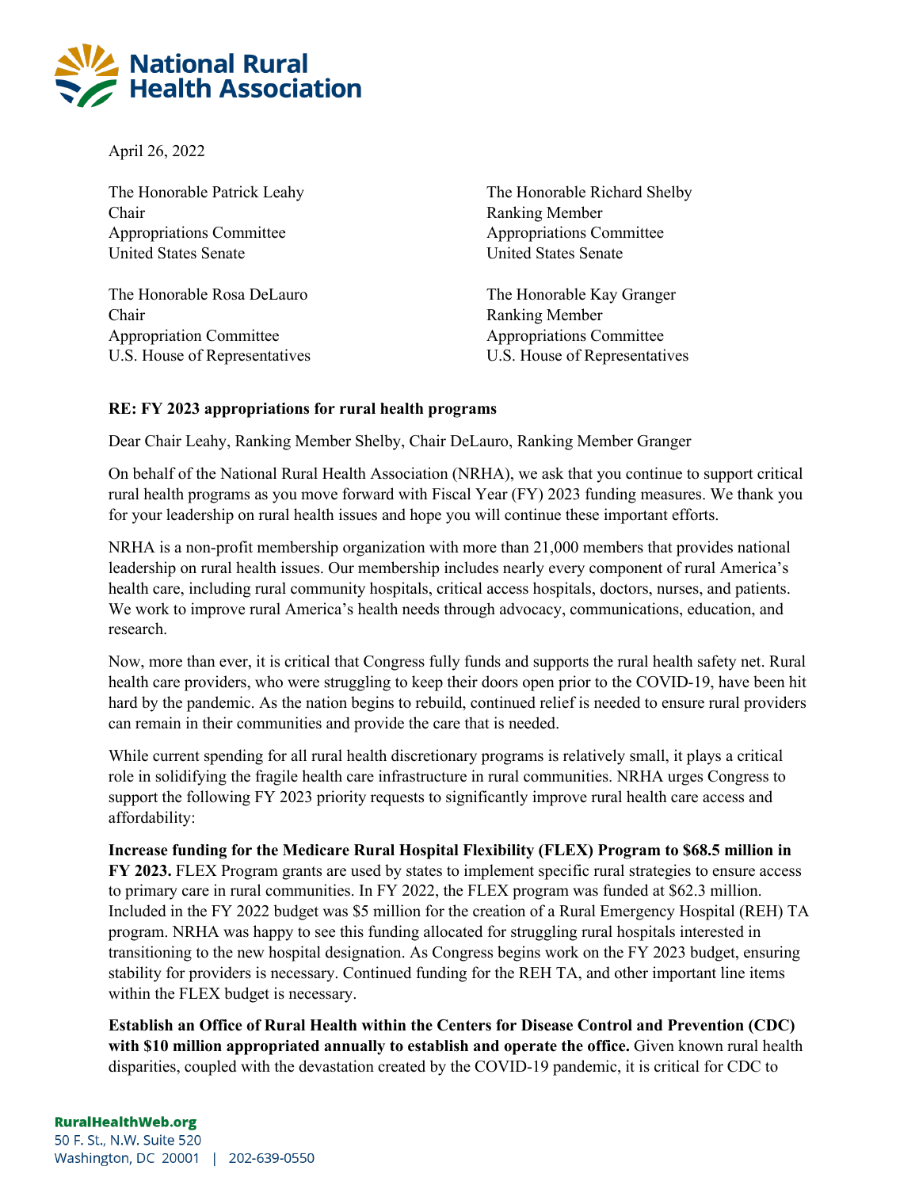National Rural Health Association

April 26, 2022

The Honorable Patrick Leahy
Chair
Appropriations Committee
United States Senate

The Honorable Richard Shelby
Ranking Member
Appropriations Committee
United States Senate

The Honorable Rosa DeLauro
Chair
Appropriation Committee
U.S. House of Representatives

The Honorable Kay Granger
Ranking Member
Appropriations Committee
U.S. House of Representatives

**RE: FY 2023 appropriations for rural health programs**

Dear Chair Leahy, Ranking Member Shelby, Chair DeLauro, Ranking Member Granger

On behalf of the National Rural Health Association (NRHA), we ask that you continue to support critical rural health programs as you move forward with Fiscal Year (FY) 2023 funding measures. We thank you for your leadership on rural health issues and hope you will continue these important efforts.

NRHA is a non-profit membership organization with more than 21,000 members that provides national leadership on rural health issues. Our membership includes nearly every component of rural America's health care, including rural community hospitals, critical access hospitals, doctors, nurses, and patients. We work to improve rural America's health needs through advocacy, communications, education, and research.

Now, more than ever, it is critical that Congress fully funds and supports the rural health safety net. Rural health care providers, who were struggling to keep their doors open prior to the COVID-19, have been hit hard by the pandemic. As the nation begins to rebuild, continued relief is needed to ensure rural providers can remain in their communities and provide the care that is needed.

While current spending for all rural health discretionary programs is relatively small, it plays a critical role in solidifying the fragile health care infrastructure in rural communities. NRHA urges Congress to support the following FY 2023 priority requests to significantly improve rural health care access and affordability:

**Increase funding for the Medicare Rural Hospital Flexibility (FLEX) Program to $68.5 million in FY 2023.** FLEX Program grants are used by states to implement specific rural strategies to ensure access to primary care in rural communities. In FY 2022, the FLEX program was funded at $62.3 million. Included in the FY 2022 budget was $5 million for the creation of a Rural Emergency Hospital (REH) TA program. NRHA was happy to see this funding allocated for struggling rural hospitals interested in transitioning to the new hospital designation. As Congress begins work on the FY 2023 budget, ensuring stability for providers is necessary. Continued funding for the REH TA, and other important line items within the FLEX budget is necessary.

**Establish an Office of Rural Health within the Centers for Disease Control and Prevention (CDC) with $10 million appropriated annually to establish and operate the office.** Given known rural health disparities, coupled with the devastation created by the COVID-19 pandemic, it is critical for CDC to

RuralHealthWeb.org
50 F. St., N.W. Suite 520
Washington, DC 20001 | 202-639-0550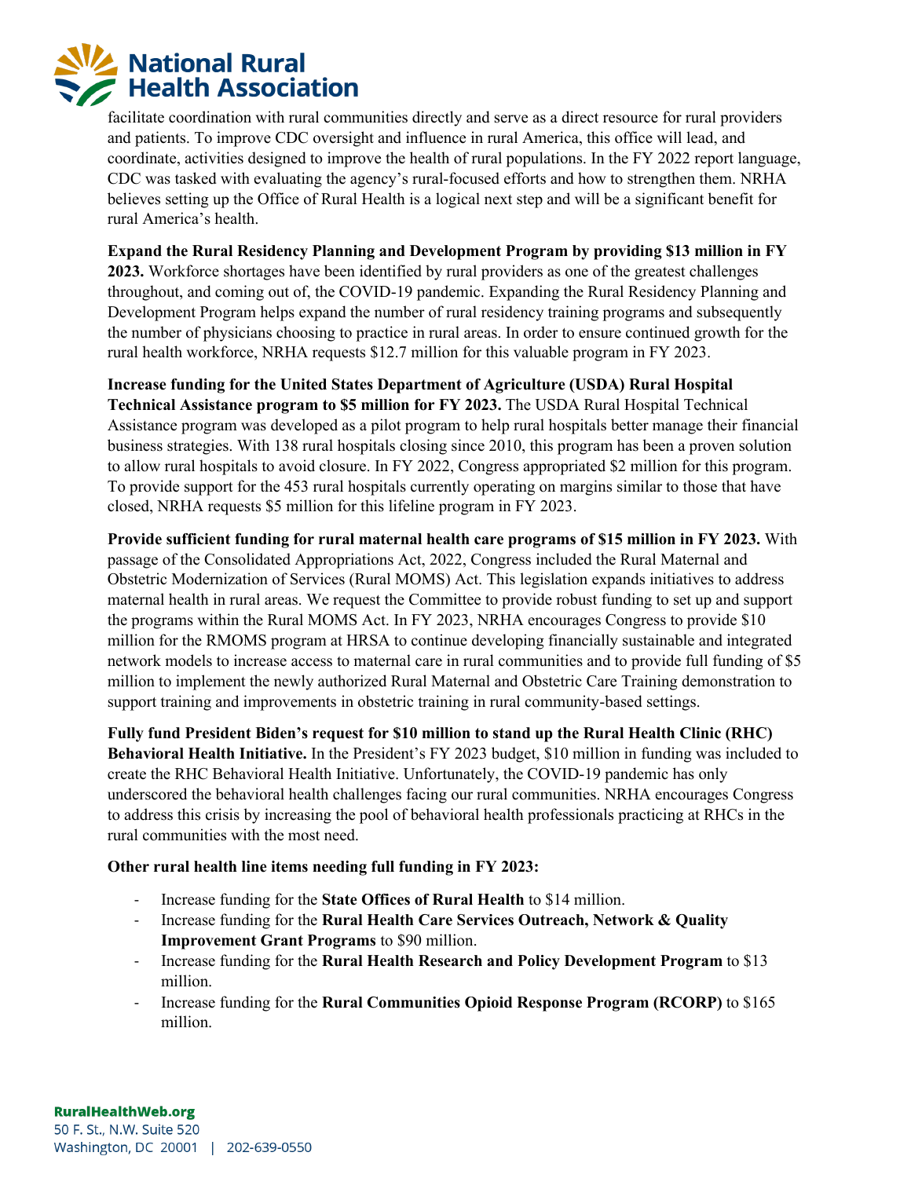facilitate coordination with rural communities directly and serve as a direct resource for rural providers and patients. To improve CDC oversight and influence in rural America, this office will lead, and coordinate, activities designed to improve the health of rural populations. In the FY 2022 report language, CDC was tasked with evaluating the agency's rural-focused efforts and how to strengthen them. NRHA believes setting up the Office of Rural Health is a logical next step and will be a significant benefit for rural America's health.

**Expand the Rural Residency Planning and Development Program by providing $13 million in FY 2023.** Workforce shortages have been identified by rural providers as one of the greatest challenges throughout, and coming out of, the COVID-19 pandemic. Expanding the Rural Residency Planning and Development Program helps expand the number of rural residency training programs and subsequently the number of physicians choosing to practice in rural areas. In order to ensure continued growth for the rural health workforce, NRHA requests $12.7 million for this valuable program in FY 2023.

**Increase funding for the United States Department of Agriculture (USDA) Rural Hospital Technical Assistance program to $5 million for FY 2023.** The USDA Rural Hospital Technical Assistance program was developed as a pilot program to help rural hospitals better manage their financial business strategies. With 138 rural hospitals closing since 2010, this program has been a proven solution to allow rural hospitals to avoid closure. In FY 2022, Congress appropriated $2 million for this program. To provide support for the 453 rural hospitals currently operating on margins similar to those that have closed, NRHA requests $5 million for this lifeline program in FY 2023.

**Provide sufficient funding for rural maternal health care programs of $15 million in FY 2023.** With passage of the Consolidated Appropriations Act, 2022, Congress included the Rural Maternal and Obstetric Modernization of Services (Rural MOMS) Act. This legislation expands initiatives to address maternal health in rural areas. We request the Committee to provide robust funding to set up and support the programs within the Rural MOMS Act. In FY 2023, NRHA encourages Congress to provide $10 million for the RMOMS program at HRSA to continue developing financially sustainable and integrated network models to increase access to maternal care in rural communities and to provide full funding of $5 million to implement the newly authorized Rural Maternal and Obstetric Care Training demonstration to support training and improvements in obstetric training in rural community-based settings.

**Fully fund President Biden's request for $10 million to stand up the Rural Health Clinic (RHC) Behavioral Health Initiative.** In the President's FY 2023 budget, $10 million in funding was included to create the RHC Behavioral Health Initiative. Unfortunately, the COVID-19 pandemic has only underscored the behavioral health challenges facing our rural communities. NRHA encourages Congress to address this crisis by increasing the pool of behavioral health professionals practicing at RHCs in the rural communities with the most need.

**Other rural health line items needing full funding in FY 2023:**

- Increase funding for the **State Offices of Rural Health** to $14 million.
- Increase funding for the **Rural Health Care Services Outreach, Network & Quality Improvement Grant Programs** to $90 million.
- Increase funding for the **Rural Health Research and Policy Development Program** to $13 million.
- Increase funding for the **Rural Communities Opioid Response Program (RCORP)** to $165 million.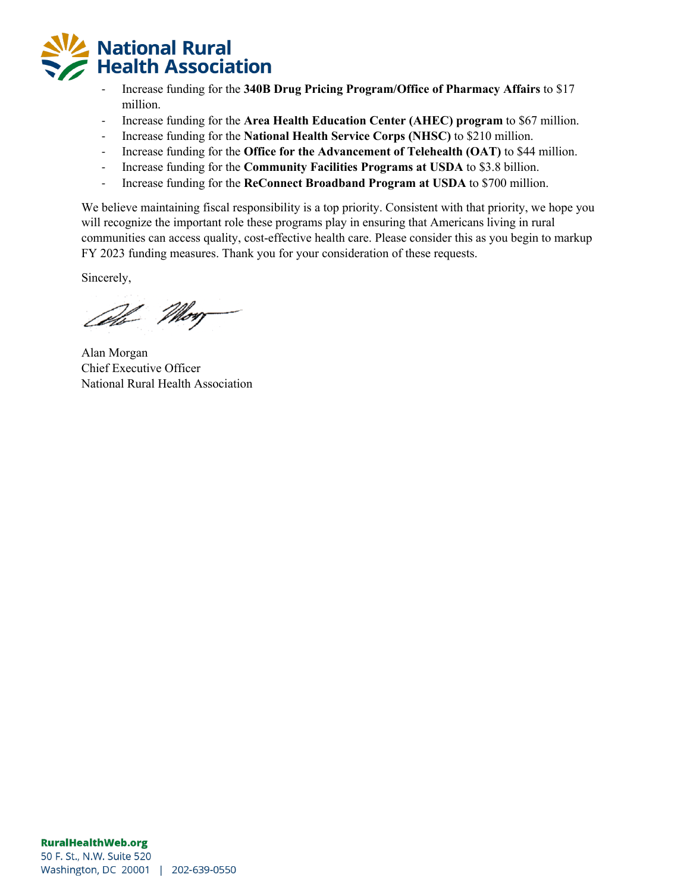- Increase funding for the **340B Drug Pricing Program/Office of Pharmacy Affairs** to $17 million.
- Increase funding for the **Area Health Education Center (AHEC) program** to $67 million.
- Increase funding for the **National Health Service Corps (NHSC)** to $210 million.
- Increase funding for the **Office for the Advancement of Telehealth (OAT)** to $44 million.
- Increase funding for the **Community Facilities Programs at USDA** to $3.8 billion.
- Increase funding for the **ReConnect Broadband Program at USDA** to $700 million.

We believe maintaining fiscal responsibility is a top priority. Consistent with that priority, we hope you will recognize the important role these programs play in ensuring that Americans living in rural communities can access quality, cost-effective health care. Please consider this as you begin to markup FY 2023 funding measures. Thank you for your consideration of these requests.

Sincerely,

Alan Morgan
Chief Executive Officer
National Rural Health Association